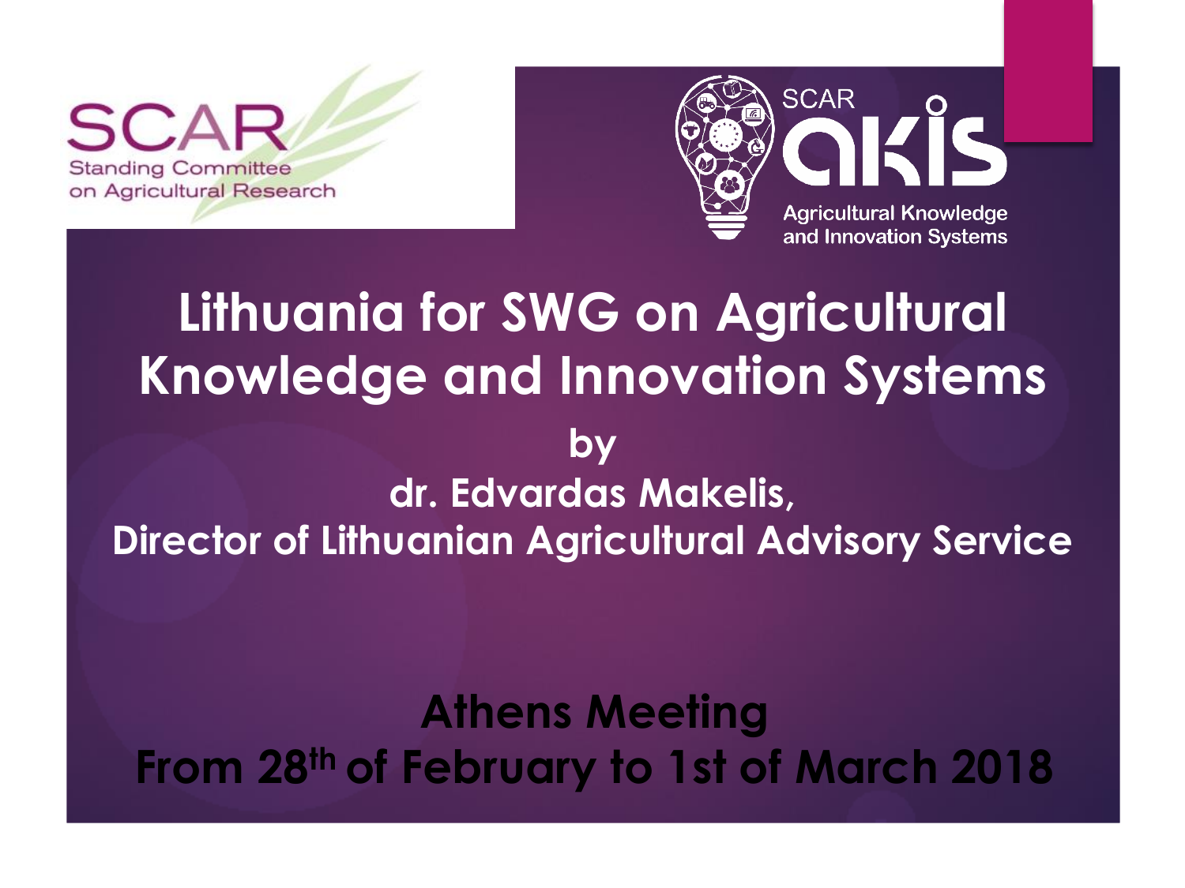SCAR
Standing Committee on Agricultural Research

SCAR akis
Agricultural Knowledge and Innovation Systems

# Lithuania for SWG on Agricultural Knowledge and Innovation Systems

**by**

**dr. Edvardas Makelis,**
**Director of Lithuanian Agricultural Advisory Service**

**Athens Meeting**
**From 28th of February to 1st of March 2018**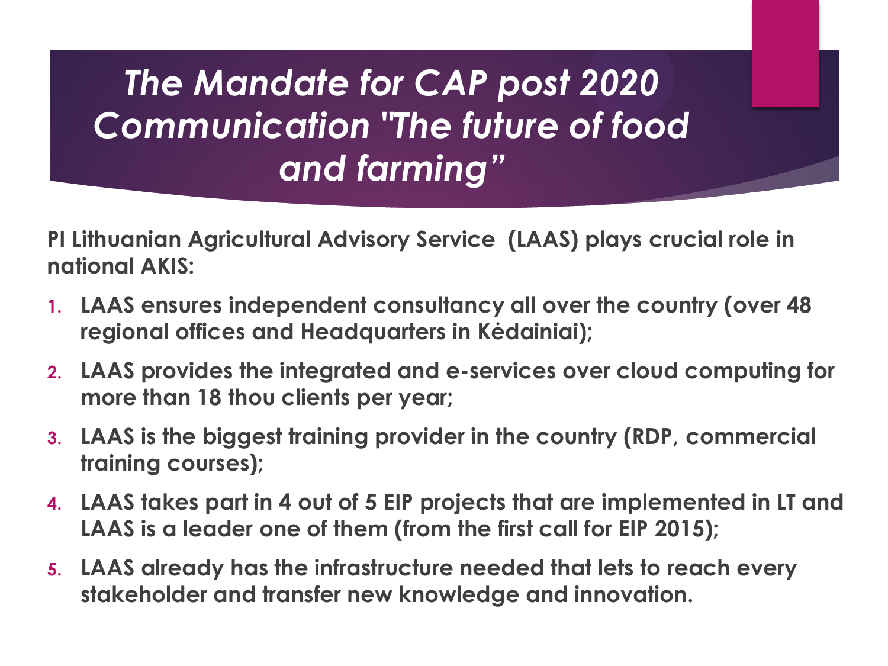# *The Mandate for CAP post 2020 Communication "The future of food and farming"*

**PI Lithuanian Agricultural Advisory Service (LAAS) plays crucial role in national AKIS:**

1. **LAAS ensures independent consultancy all over the country (over 48 regional offices and Headquarters in Kėdainiai);**
2. **LAAS provides the integrated and e-services over cloud computing for more than 18 thou clients per year;**
3. **LAAS is the biggest training provider in the country (RDP, commercial training courses);**
4. **LAAS takes part in 4 out of 5 EIP projects that are implemented in LT and LAAS is a leader one of them (from the first call for EIP 2015);**
5. **LAAS already has the infrastructure needed that lets to reach every stakeholder and transfer new knowledge and innovation.**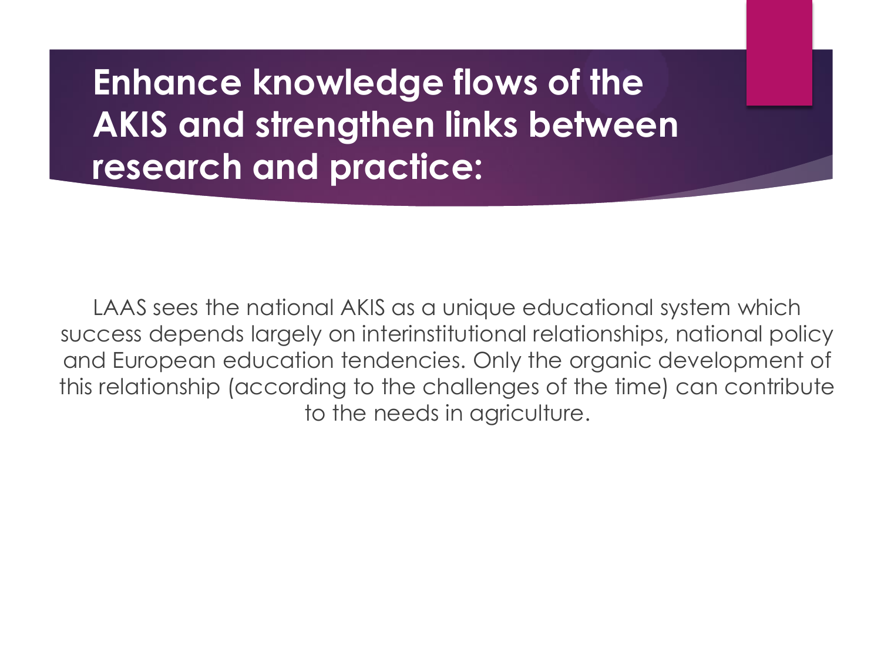# Enhance knowledge flows of the AKIS and strengthen links between research and practice:

LAAS sees the national AKIS as a unique educational system which success depends largely on interinstitutional relationships, national policy and European education tendencies. Only the organic development of this relationship (according to the challenges of the time) can contribute to the needs in agriculture.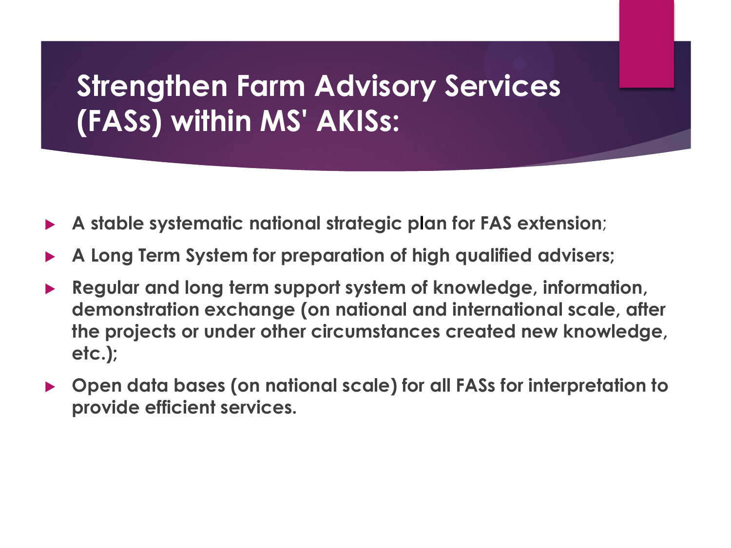# Strengthen Farm Advisory Services (FASs) within MS' AKISs:

- **A stable systematic national strategic plan for FAS extension**;
- **A Long Term System for preparation of high qualified advisers;**
- **Regular and long term support system of knowledge, information, demonstration exchange (on national and international scale, after the projects or under other circumstances created new knowledge, etc.);**
- **Open data bases (on national scale) for all FASs for interpretation to provide efficient services.**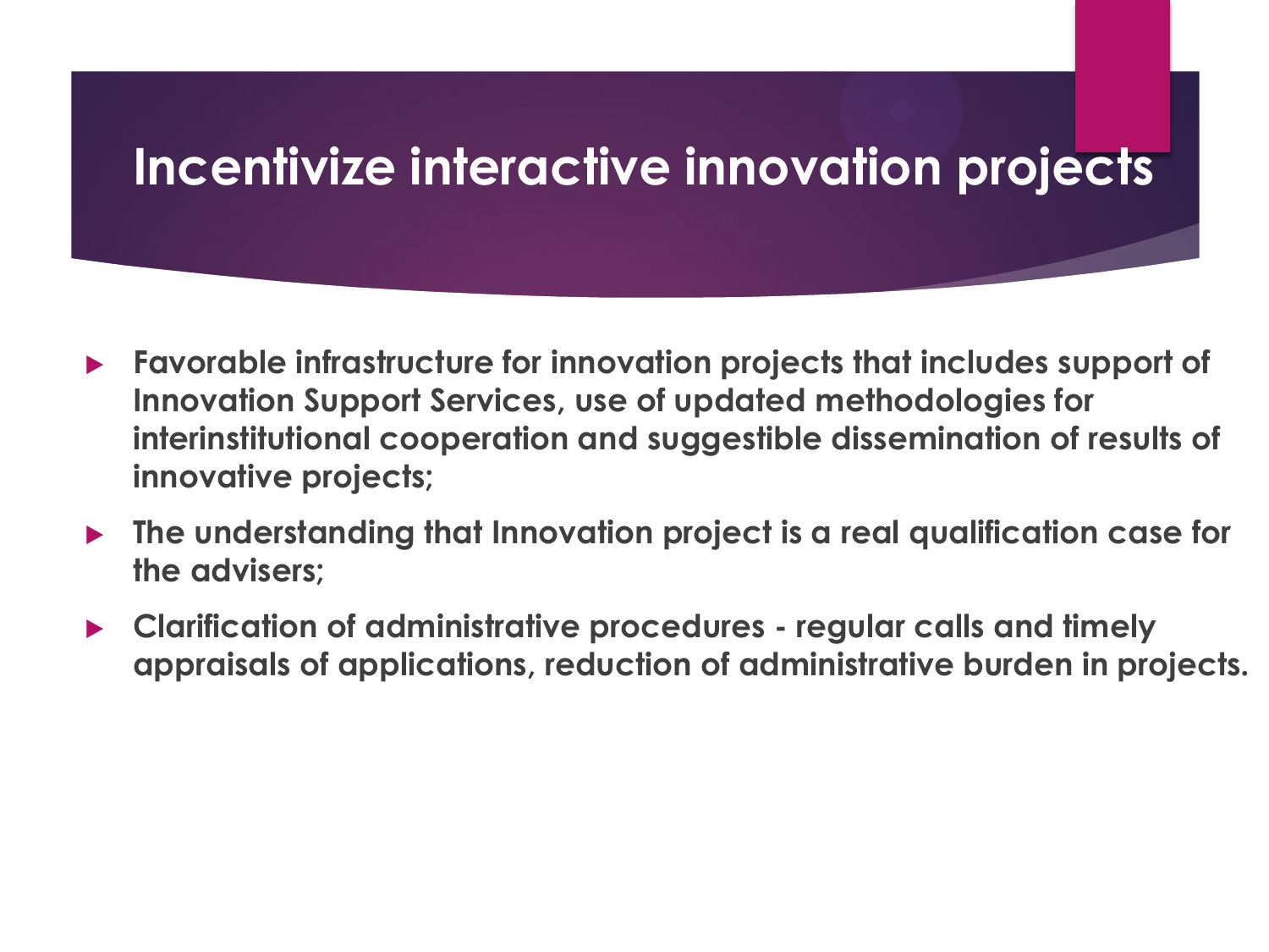# Incentivize interactive innovation projects

- **Favorable infrastructure for innovation projects that includes support of Innovation Support Services, use of updated methodologies for interinstitutional cooperation and suggestible dissemination of results of innovative projects;**
- **The understanding that Innovation project is a real qualification case for the advisers;**
- **Clarification of administrative procedures - regular calls and timely appraisals of applications, reduction of administrative burden in projects.**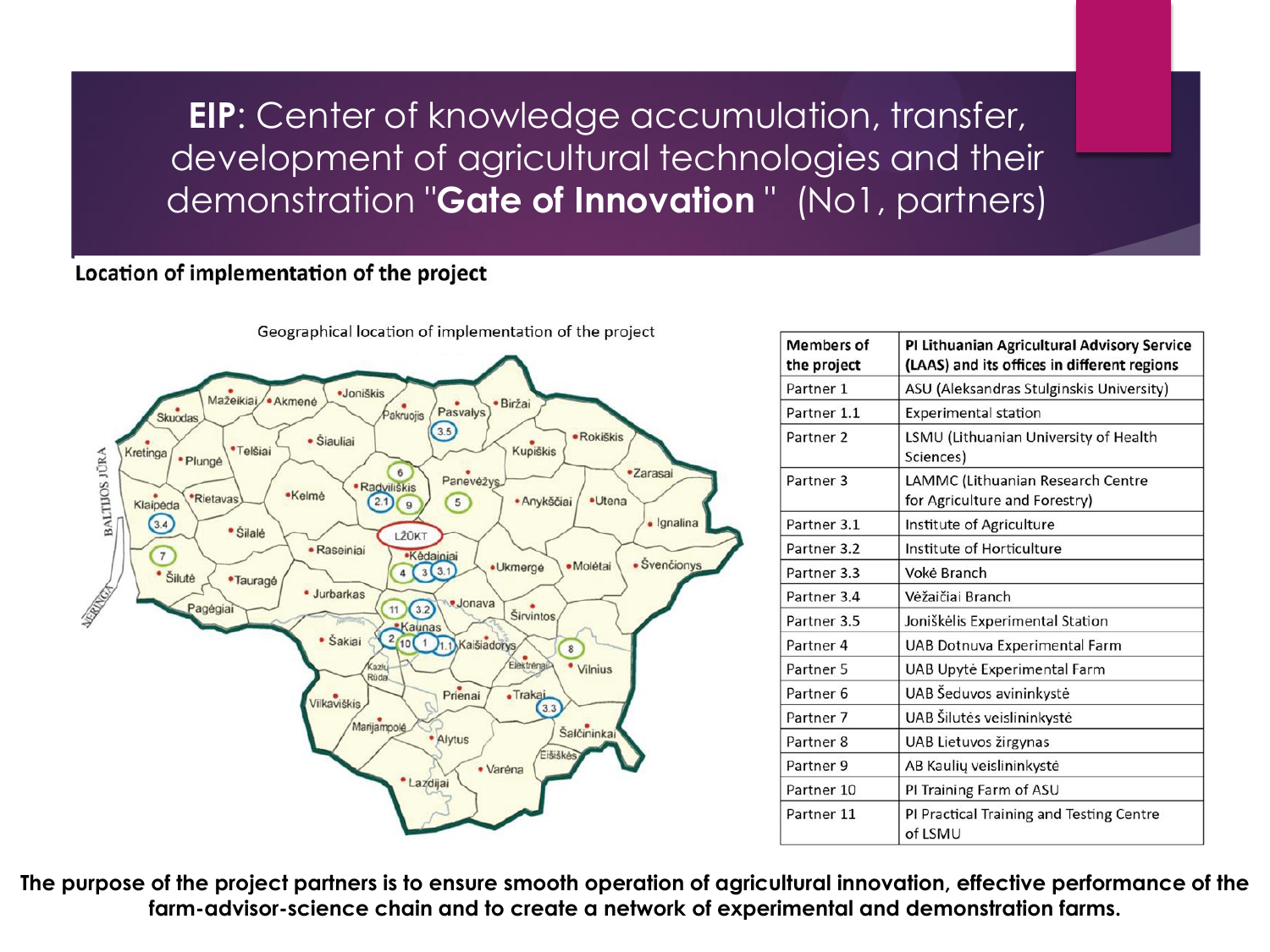# **EIP**: Center of knowledge accumulation, transfer, development of agricultural technologies and their demonstration "**Gate of Innovation** " (No1, partners)

**Location of implementation of the project**

Geographical location of implementation of the project

| Members of the project | PI Lithuanian Agricultural Advisory Service (LAAS) and its offices in different regions |
| --- | --- |
| Partner 1 | ASU (Aleksandras Stulginskis University) |
| Partner 1.1 | Experimental station |
| Partner 2 | LSMU (Lithuanian University of Health Sciences) |
| Partner 3 | LAMMC (Lithuanian Research Centre for Agriculture and Forestry) |
| Partner 3.1 | Institute of Agriculture |
| Partner 3.2 | Institute of Horticulture |
| Partner 3.3 | Vokė Branch |
| Partner 3.4 | Vėžaičiai Branch |
| Partner 3.5 | Joniškėlis Experimental Station |
| Partner 4 | UAB Dotnuva Experimental Farm |
| Partner 5 | UAB Upytė Experimental Farm |
| Partner 6 | UAB Šeduvos avininkystė |
| Partner 7 | UAB Šilutės veislininkystė |
| Partner 8 | UAB Lietuvos žirgynas |
| Partner 9 | AB Kaulių veislininkystė |
| Partner 10 | PI Training Farm of ASU |
| Partner 11 | PI Practical Training and Testing Centre of LSMU |

**The purpose of the project partners is to ensure smooth operation of agricultural innovation, effective performance of the farm-advisor-science chain and to create a network of experimental and demonstration farms.**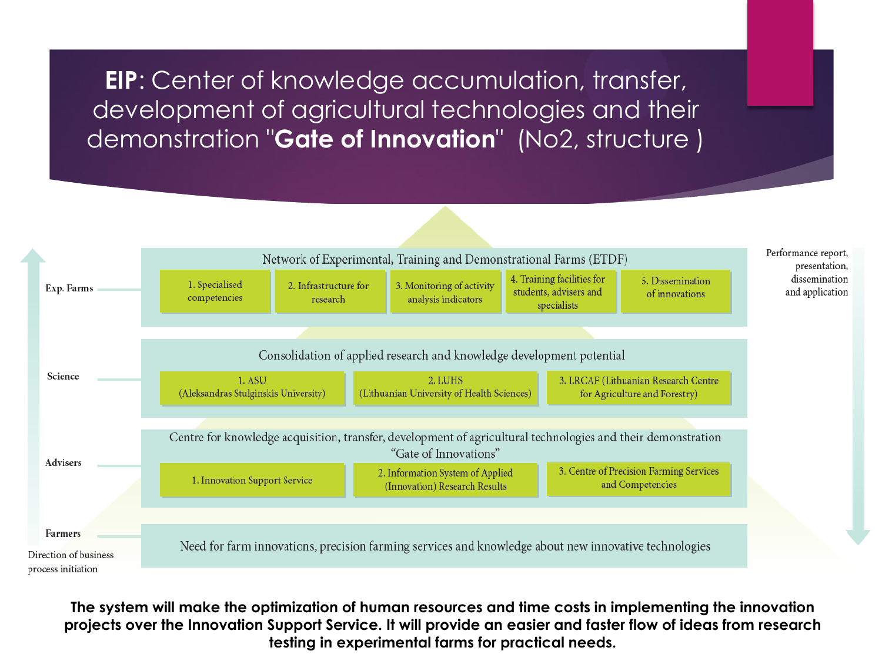# **EIP**: Center of knowledge accumulation, transfer, development of agricultural technologies and their demonstration "**Gate of Innovation**" (No2, structure )

**Exp. Farms** — Network of Experimental, Training and Demonstrational Farms (ETDF)

1. Specialised competencies
2. Infrastructure for research
3. Monitoring of activity analysis indicators
4. Training facilities for students, advisers and specialists
5. Dissemination of innovations

**Science** — Consolidation of applied research and knowledge development potential

1. ASU (Aleksandras Stulginskis University)
2. LUHS (Lithuanian University of Health Sciences)
3. LRCAF (Lithuanian Research Centre for Agriculture and Forestry)

**Advisers** — Centre for knowledge acquisition, transfer, development of agricultural technologies and their demonstration "Gate of Innovations"

1. Innovation Support Service
2. Information System of Applied (Innovation) Research Results
3. Centre of Precision Farming Services and Competencies

**Farmers** — Need for farm innovations, precision farming services and knowledge about new innovative technologies

Direction of business process initiation

Performance report, presentation, dissemination and application

**The system will make the optimization of human resources and time costs in implementing the innovation projects over the Innovation Support Service. It will provide an easier and faster flow of ideas from research testing in experimental farms for practical needs.**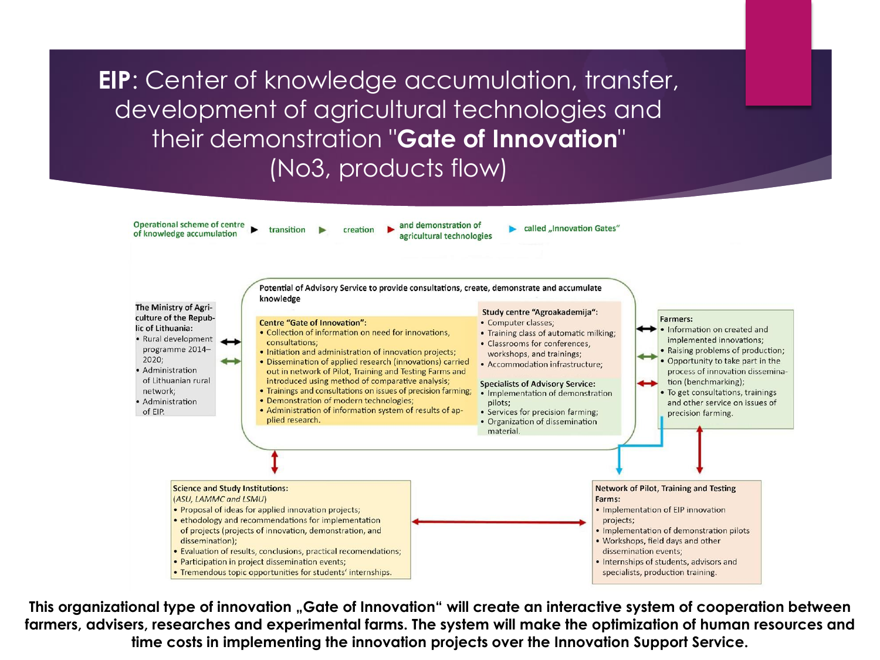# **EIP**: Center of knowledge accumulation, transfer, development of agricultural technologies and their demonstration "**Gate of Innovation**" (No3, products flow)

Operational scheme of centre of knowledge accumulation ▶ transition ▶ creation ▶ and demonstration of agricultural technologies ▶ called „Innovation Gates"

**Potential of Advisory Service to provide consultations, create, demonstrate and accumulate knowledge**

**Centre "Gate of Innovation":**
- Collection of information on need for innovations, consultations;
- Initiation and administration of innovation projects;
- Dissemination of applied research (innovations) carried out in network of Pilot, Training and Testing Farms and introduced using method of comparative analysis;
- Trainings and consultations on issues of precision farming;
- Demonstration of modern technologies;
- Administration of information system of results of applied research.

**Study centre "Agroakademija":**
- Computer classes;
- Training class of automatic milking;
- Classrooms for conferences, workshops, and trainings;
- Accommodation infrastructure;

**Specialists of Advisory Service:**
- Implementation of demonstration pilots;
- Services for precision farming;
- Organization of dissemination material.

**The Ministry of Agriculture of the Republic of Lithuania:**
- Rural development programme 2014–2020;
- Administration of Lithuanian rural network;
- Administration of EIP.

**Farmers:**
- Information on created and implemented innovations;
- Raising problems of production;
- Opportunity to take part in the process of innovation dissemination (benchmarking);
- To get consultations, trainings and other service on issues of precision farming.

**Science and Study Institutions:**
*(ASU, LAMMC and LSMU)*
- Proposal of ideas for applied innovation projects;
- ethodology and recommendations for implementation of projects (projects of innovation, demonstration, and dissemination);
- Evaluation of results, conclusions, practical recomendations;
- Participation in project dissemination events;
- Tremendous topic opportunities for students' internships.

**Network of Pilot, Training and Testing Farms:**
- Implementation of EIP innovation projects;
- Implementation of demonstration pilots
- Workshops, field days and other dissemination events;
- Internships of students, advisors and specialists, production training.

**This organizational type of innovation „Gate of Innovation" will create an interactive system of cooperation between farmers, advisers, researches and experimental farms. The system will make the optimization of human resources and time costs in implementing the innovation projects over the Innovation Support Service.**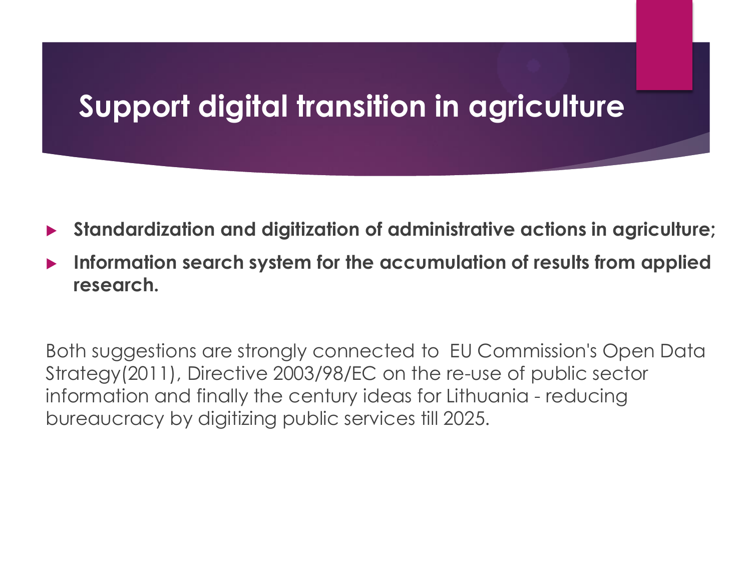# Support digital transition in agriculture

- **Standardization and digitization of administrative actions in agriculture;**
- **Information search system for the accumulation of results from applied research.**

Both suggestions are strongly connected to EU Commission's Open Data Strategy(2011), Directive 2003/98/EC on the re-use of public sector information and finally the century ideas for Lithuania - reducing bureaucracy by digitizing public services till 2025.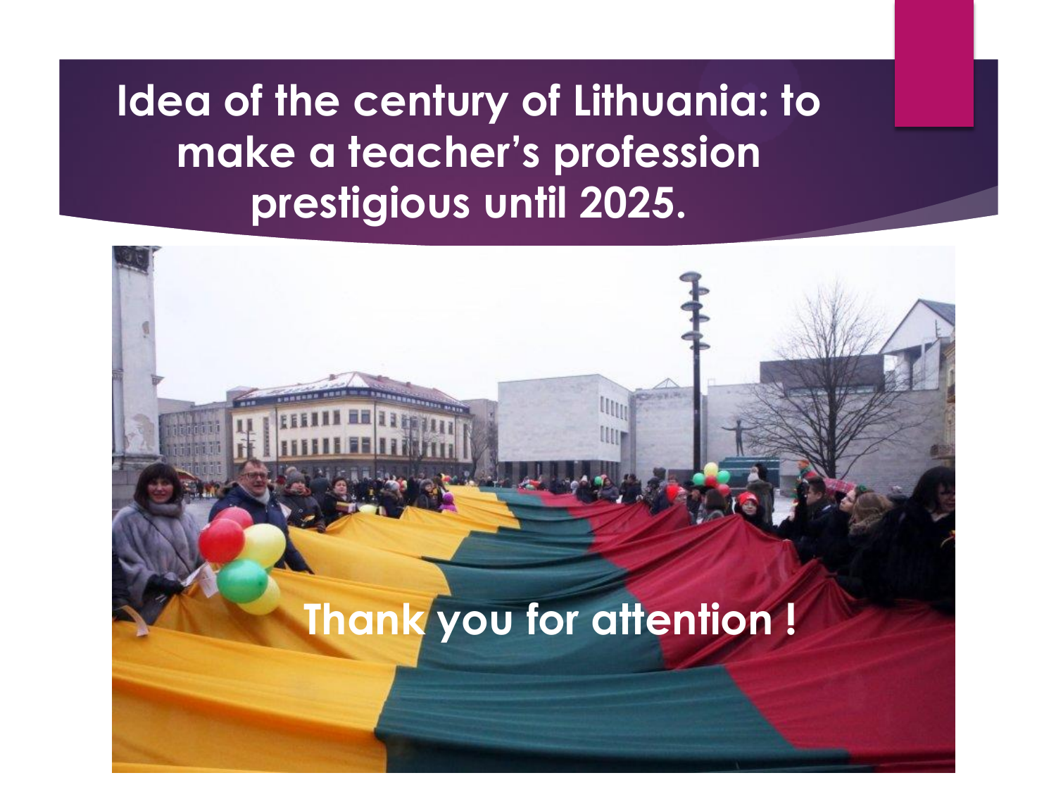# Idea of the century of Lithuania: to make a teacher’s profession prestigious until 2025.

Thank you for attention !